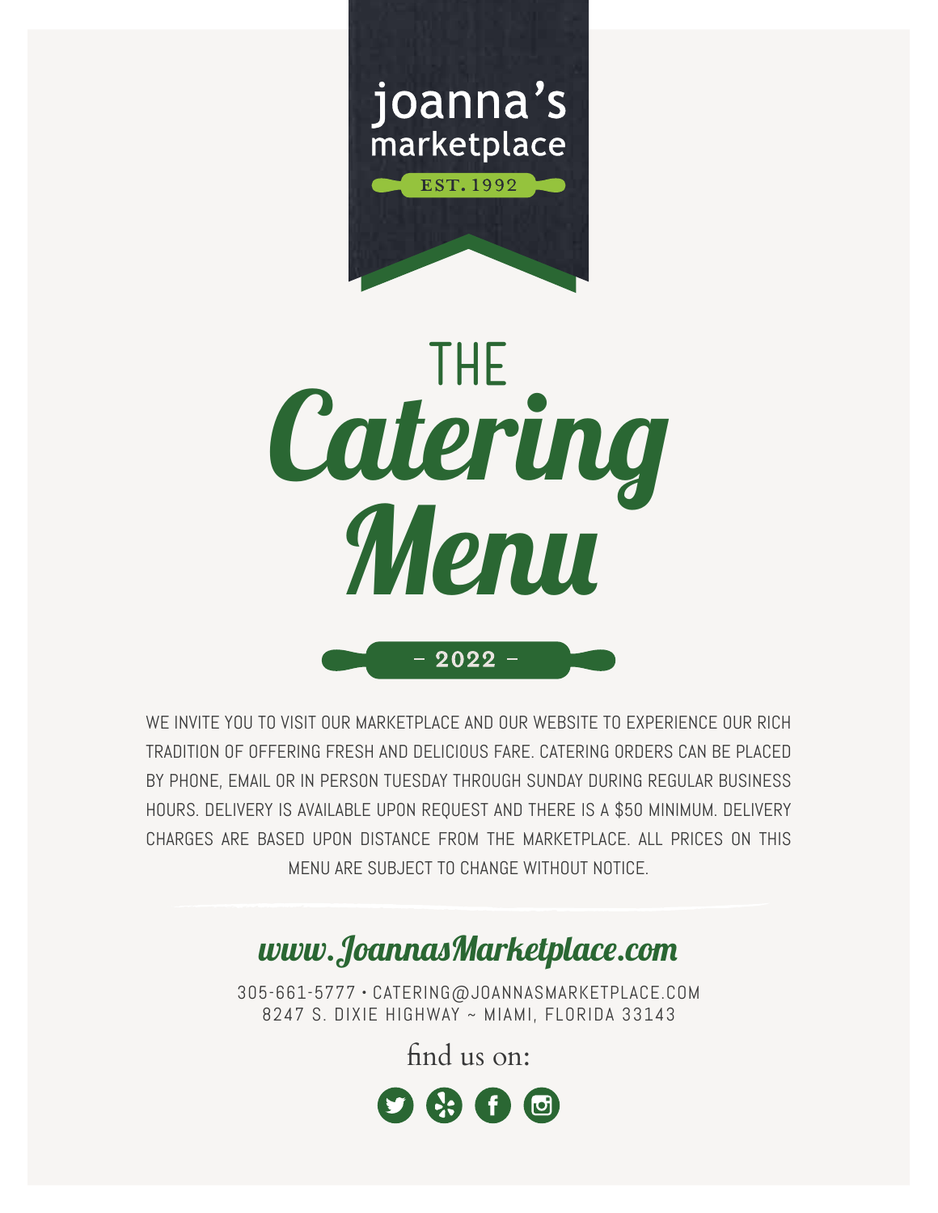joanna's marketplace

EST. 1992

# THE Catering Menu

– 2022 –

WE INVITE YOU TO VISIT OUR MARKETPLACE AND OUR WEBSITE TO EXPERIENCE OUR RICH TRADITION OF OFFERING FRESH AND DELICIOUS FARE. CATERING ORDERS CAN BE PLACED BY PHONE, EMAIL OR IN PERSON TUESDAY THROUGH SUNDAY DURING REGULAR BUSINESS HOURS. DELIVERY IS AVAILABLE UPON REQUEST AND THERE IS A $50 MINIMUM. DELIVERY CHARGES ARE BASED UPON DISTANCE FROM THE MARKETPLACE. ALL PRICES ON THIS MENU ARE SUBJECT TO CHANGE WITHOUT NOTICE.

## www.JoannasMarketplace.com

305-661-5777 • CATERING@JOANNASMARKETPLACE.COM
8247 S. DIXIE HIGHWAY ~ MIAMI, FLORIDA 33143

find us on: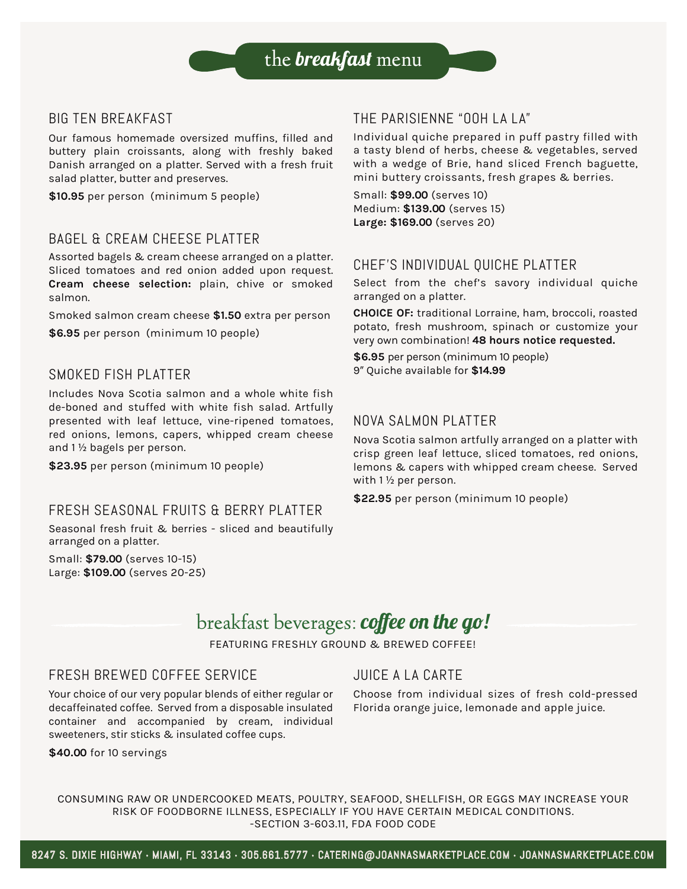# the *breakfast* menu

## BIG TEN BREAKFAST

Our famous homemade oversized muffins, filled and buttery plain croissants, along with freshly baked Danish arranged on a platter. Served with a fresh fruit salad platter, butter and preserves.

**$10.95** per person (minimum 5 people)

## BAGEL & CREAM CHEESE PLATTER

Assorted bagels & cream cheese arranged on a platter. Sliced tomatoes and red onion added upon request. **Cream cheese selection:** plain, chive or smoked salmon.

Smoked salmon cream cheese **$1.50** extra per person

**$6.95** per person (minimum 10 people)

## SMOKED FISH PLATTER

Includes Nova Scotia salmon and a whole white fish de-boned and stuffed with white fish salad. Artfully presented with leaf lettuce, vine-ripened tomatoes, red onions, lemons, capers, whipped cream cheese and 1 ½ bagels per person.

**$23.95** per person (minimum 10 people)

## FRESH SEASONAL FRUITS & BERRY PLATTER

Seasonal fresh fruit & berries - sliced and beautifully arranged on a platter.

Small: **$79.00** (serves 10-15)
Large: **$109.00** (serves 20-25)

## THE PARISIENNE "OOH LA LA"

Individual quiche prepared in puff pastry filled with a tasty blend of herbs, cheese & vegetables, served with a wedge of Brie, hand sliced French baguette, mini buttery croissants, fresh grapes & berries.

Small: **$99.00** (serves 10)
Medium: **$139.00** (serves 15)
**Large: $169.00** (serves 20)

## CHEF'S INDIVIDUAL QUICHE PLATTER

Select from the chef's savory individual quiche arranged on a platter.

**CHOICE OF:** traditional Lorraine, ham, broccoli, roasted potato, fresh mushroom, spinach or customize your very own combination! **48 hours notice requested.**

**$6.95** per person (minimum 10 people)
9" Quiche available for **$14.99**

## NOVA SALMON PLATTER

Nova Scotia salmon artfully arranged on a platter with crisp green leaf lettuce, sliced tomatoes, red onions, lemons & capers with whipped cream cheese. Served with 1 ½ per person.

**$22.95** per person (minimum 10 people)

# breakfast beverages: *coffee on the go!*

FEATURING FRESHLY GROUND & BREWED COFFEE!

## FRESH BREWED COFFEE SERVICE

Your choice of our very popular blends of either regular or decaffeinated coffee. Served from a disposable insulated container and accompanied by cream, individual sweeteners, stir sticks & insulated coffee cups.

**$40.00** for 10 servings

## JUICE A LA CARTE

Choose from individual sizes of fresh cold-pressed Florida orange juice, lemonade and apple juice.

CONSUMING RAW OR UNDERCOOKED MEATS, POULTRY, SEAFOOD, SHELLFISH, OR EGGS MAY INCREASE YOUR RISK OF FOODBORNE ILLNESS, ESPECIALLY IF YOU HAVE CERTAIN MEDICAL CONDITIONS.
-SECTION 3-603.11, FDA FOOD CODE

8247 S. DIXIE HIGHWAY · MIAMI, FL 33143 · 305.661.5777 · CATERING@JOANNASMARKETPLACE.COM · JOANNASMARKETPLACE.COM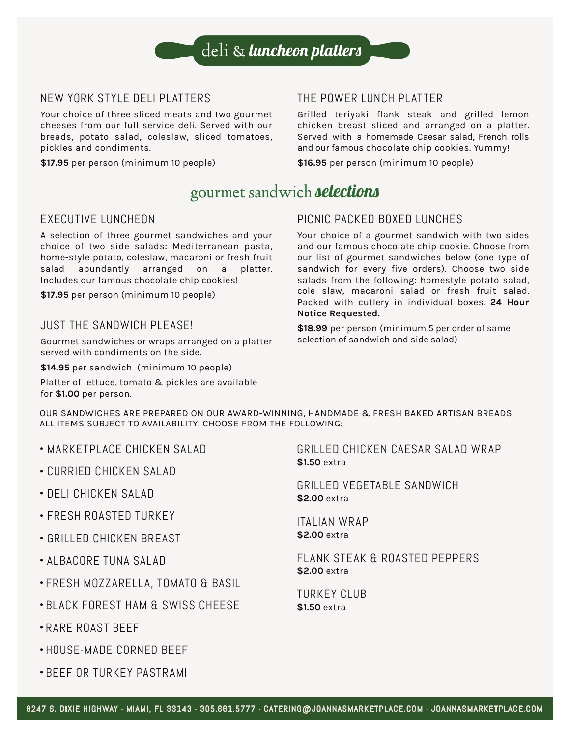# deli & *luncheon platters*

## NEW YORK STYLE DELI PLATTERS

Your choice of three sliced meats and two gourmet cheeses from our full service deli. Served with our breads, potato salad, coleslaw, sliced tomatoes, pickles and condiments.

**$17.95** per person (minimum 10 people)

## THE POWER LUNCH PLATTER

Grilled teriyaki flank steak and grilled lemon chicken breast sliced and arranged on a platter. Served with a homemade Caesar salad, French rolls and our famous chocolate chip cookies. Yummy!

**$16.95** per person (minimum 10 people)

# gourmet sandwich *selections*

## EXECUTIVE LUNCHEON

A selection of three gourmet sandwiches and your choice of two side salads: Mediterranean pasta, home-style potato, coleslaw, macaroni or fresh fruit salad abundantly arranged on a platter. Includes our famous chocolate chip cookies!

**$17.95** per person (minimum 10 people)

## JUST THE SANDWICH PLEASE!

Gourmet sandwiches or wraps arranged on a platter served with condiments on the side.

**$14.95** per sandwich (minimum 10 people)

Platter of lettuce, tomato & pickles are available for **$1.00** per person.

## PICNIC PACKED BOXED LUNCHES

Your choice of a gourmet sandwich with two sides and our famous chocolate chip cookie. Choose from our list of gourmet sandwiches below (one type of sandwich for every five orders). Choose two side salads from the following: homestyle potato salad, cole slaw, macaroni salad or fresh fruit salad. Packed with cutlery in individual boxes. **24 Hour Notice Requested.**

**$18.99** per person (minimum 5 per order of same selection of sandwich and side salad)

OUR SANDWICHES ARE PREPARED ON OUR AWARD-WINNING, HANDMADE & FRESH BAKED ARTISAN BREADS. ALL ITEMS SUBJECT TO AVAILABILITY. CHOOSE FROM THE FOLLOWING:

- MARKETPLACE CHICKEN SALAD
- CURRIED CHICKEN SALAD
- DELI CHICKEN SALAD
- FRESH ROASTED TURKEY
- GRILLED CHICKEN BREAST
- ALBACORE TUNA SALAD
- FRESH MOZZARELLA, TOMATO & BASIL
- BLACK FOREST HAM & SWISS CHEESE
- RARE ROAST BEEF
- HOUSE-MADE CORNED BEEF
- BEEF OR TURKEY PASTRAMI

GRILLED CHICKEN CAESAR SALAD WRAP
**$1.50** extra

GRILLED VEGETABLE SANDWICH
**$2.00** extra

ITALIAN WRAP
**$2.00** extra

FLANK STEAK & ROASTED PEPPERS
**$2.00** extra

TURKEY CLUB
**$1.50** extra

8247 S. DIXIE HIGHWAY · MIAMI, FL 33143 · 305.661.5777 · CATERING@JOANNASMARKETPLACE.COM · JOANNASMARKETPLACE.COM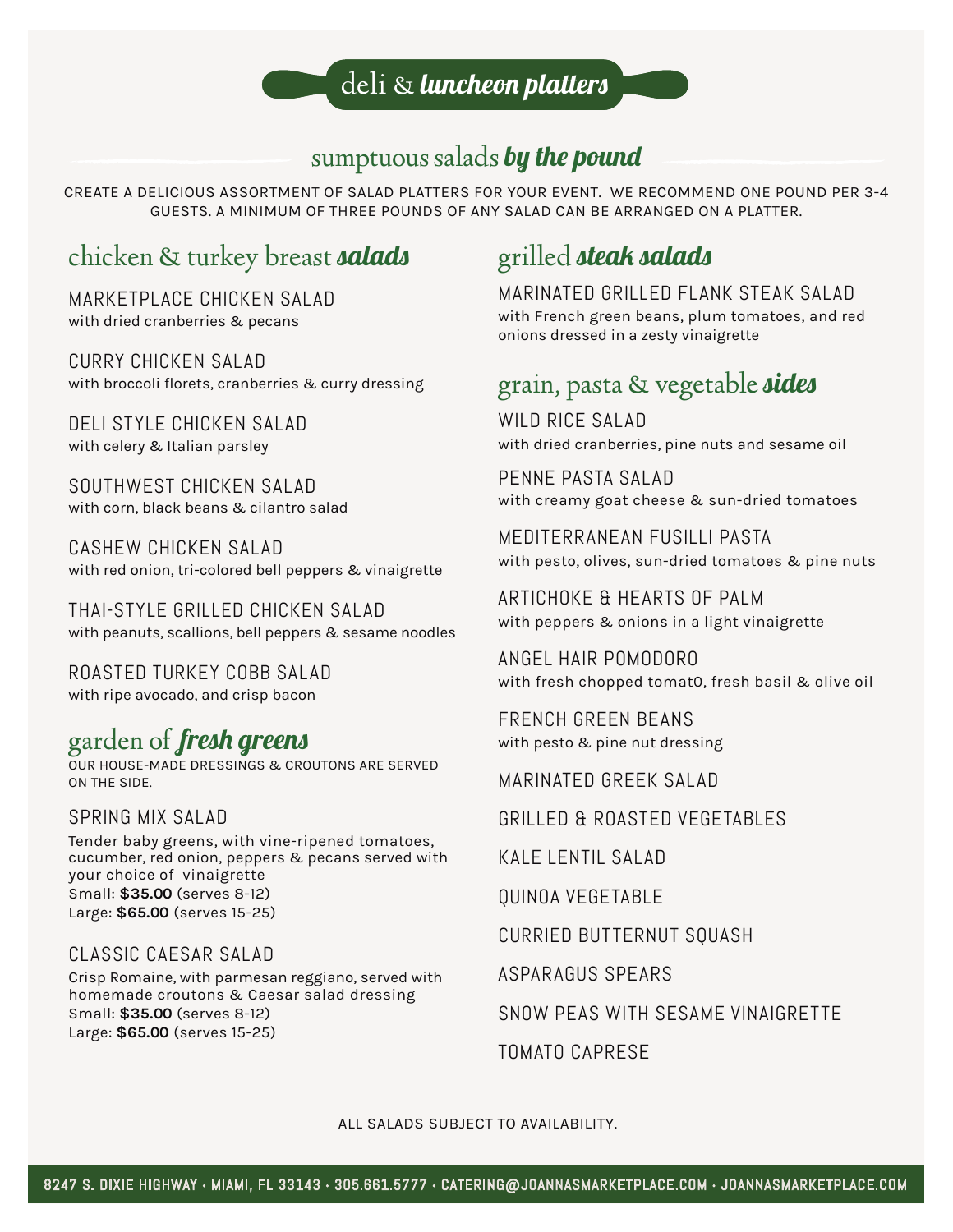# deli & *luncheon platters*

## sumptuous salads *by the pound*

CREATE A DELICIOUS ASSORTMENT OF SALAD PLATTERS FOR YOUR EVENT. WE RECOMMEND ONE POUND PER 3-4 GUESTS. A MINIMUM OF THREE POUNDS OF ANY SALAD CAN BE ARRANGED ON A PLATTER.

### chicken & turkey breast *salads*

MARKETPLACE CHICKEN SALAD
with dried cranberries & pecans

CURRY CHICKEN SALAD
with broccoli florets, cranberries & curry dressing

DELI STYLE CHICKEN SALAD
with celery & Italian parsley

SOUTHWEST CHICKEN SALAD
with corn, black beans & cilantro salad

CASHEW CHICKEN SALAD
with red onion, tri-colored bell peppers & vinaigrette

THAI-STYLE GRILLED CHICKEN SALAD
with peanuts, scallions, bell peppers & sesame noodles

ROASTED TURKEY COBB SALAD
with ripe avocado, and crisp bacon

### garden of *fresh greens*

OUR HOUSE-MADE DRESSINGS & CROUTONS ARE SERVED ON THE SIDE.

SPRING MIX SALAD
Tender baby greens, with vine-ripened tomatoes, cucumber, red onion, peppers & pecans served with your choice of vinaigrette
Small: **$35.00** (serves 8-12)
Large: **$65.00** (serves 15-25)

CLASSIC CAESAR SALAD
Crisp Romaine, with parmesan reggiano, served with homemade croutons & Caesar salad dressing
Small: **$35.00** (serves 8-12)
Large: **$65.00** (serves 15-25)

### grilled *steak salads*

MARINATED GRILLED FLANK STEAK SALAD
with French green beans, plum tomatoes, and red onions dressed in a zesty vinaigrette

### grain, pasta & vegetable *sides*

WILD RICE SALAD
with dried cranberries, pine nuts and sesame oil

PENNE PASTA SALAD
with creamy goat cheese & sun-dried tomatoes

MEDITERRANEAN FUSILLI PASTA
with pesto, olives, sun-dried tomatoes & pine nuts

ARTICHOKE & HEARTS OF PALM
with peppers & onions in a light vinaigrette

ANGEL HAIR POMODORO
with fresh chopped tomat0, fresh basil & olive oil

FRENCH GREEN BEANS
with pesto & pine nut dressing

MARINATED GREEK SALAD

GRILLED & ROASTED VEGETABLES

KALE LENTIL SALAD

QUINOA VEGETABLE

CURRIED BUTTERNUT SQUASH

ASPARAGUS SPEARS

SNOW PEAS WITH SESAME VINAIGRETTE

TOMATO CAPRESE

ALL SALADS SUBJECT TO AVAILABILITY.

8247 S. DIXIE HIGHWAY · MIAMI, FL 33143 · 305.661.5777 · CATERING@JOANNASMARKETPLACE.COM · JOANNASMARKETPLACE.COM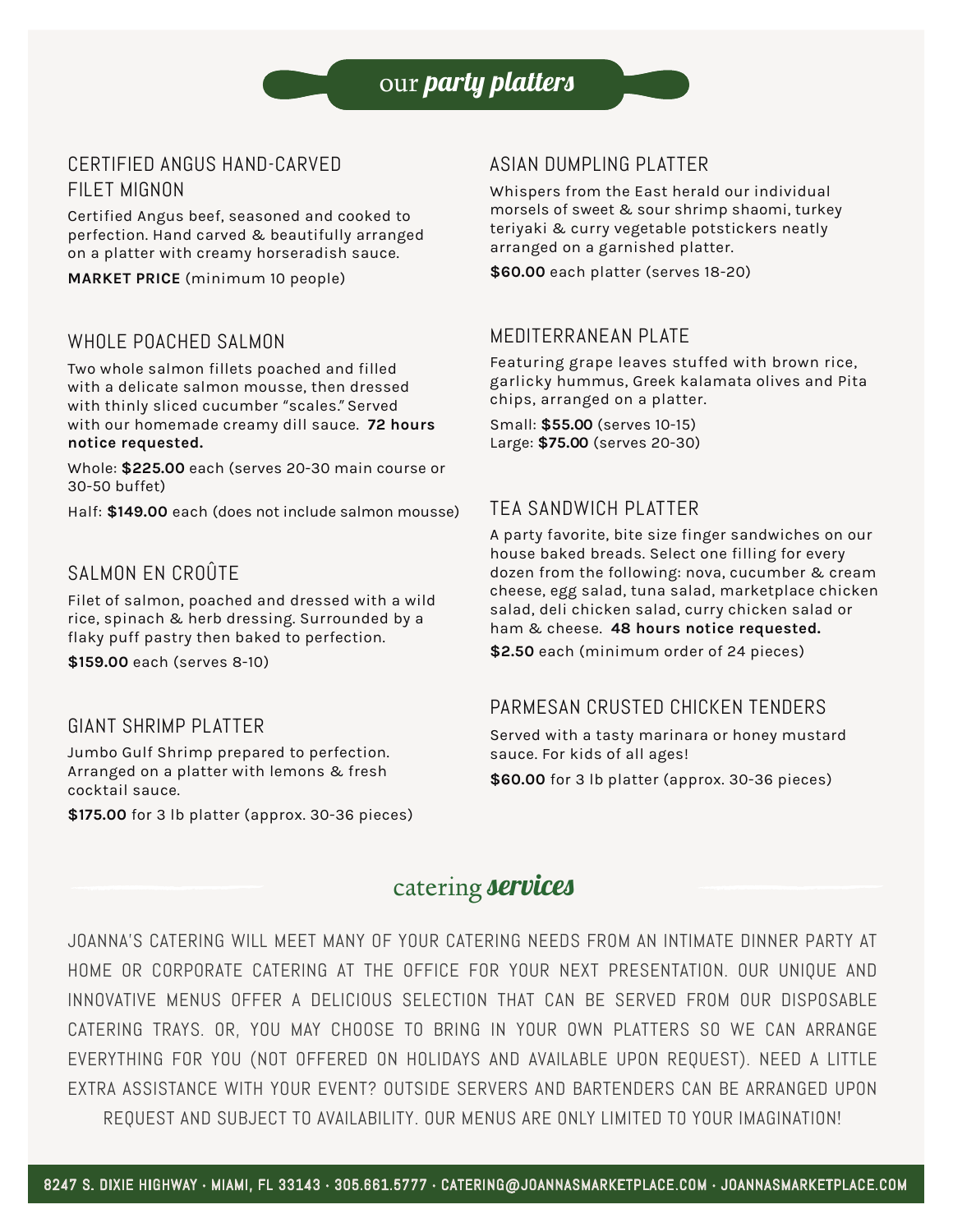# our *party platters*

## CERTIFIED ANGUS HAND-CARVED FILET MIGNON

Certified Angus beef, seasoned and cooked to perfection. Hand carved & beautifully arranged on a platter with creamy horseradish sauce.

**MARKET PRICE** (minimum 10 people)

## WHOLE POACHED SALMON

Two whole salmon fillets poached and filled with a delicate salmon mousse, then dressed with thinly sliced cucumber "scales." Served with our homemade creamy dill sauce. **72 hours notice requested.**

Whole: **$225.00** each (serves 20-30 main course or 30-50 buffet)

Half: **$149.00** each (does not include salmon mousse)

## SALMON EN CROÛTE

Filet of salmon, poached and dressed with a wild rice, spinach & herb dressing. Surrounded by a flaky puff pastry then baked to perfection.

**$159.00** each (serves 8-10)

## GIANT SHRIMP PLATTER

Jumbo Gulf Shrimp prepared to perfection. Arranged on a platter with lemons & fresh cocktail sauce.

**$175.00** for 3 lb platter (approx. 30-36 pieces)

## ASIAN DUMPLING PLATTER

Whispers from the East herald our individual morsels of sweet & sour shrimp shaomi, turkey teriyaki & curry vegetable potstickers neatly arranged on a garnished platter.

**$60.00** each platter (serves 18-20)

## MEDITERRANEAN PLATE

Featuring grape leaves stuffed with brown rice, garlicky hummus, Greek kalamata olives and Pita chips, arranged on a platter.

Small: **$55.00** (serves 10-15)
Large: **$75.00** (serves 20-30)

## TEA SANDWICH PLATTER

A party favorite, bite size finger sandwiches on our house baked breads. Select one filling for every dozen from the following: nova, cucumber & cream cheese, egg salad, tuna salad, marketplace chicken salad, deli chicken salad, curry chicken salad or ham & cheese. **48 hours notice requested.**

**$2.50** each (minimum order of 24 pieces)

## PARMESAN CRUSTED CHICKEN TENDERS

Served with a tasty marinara or honey mustard sauce. For kids of all ages!

**$60.00** for 3 lb platter (approx. 30-36 pieces)

# catering *services*

JOANNA'S CATERING WILL MEET MANY OF YOUR CATERING NEEDS FROM AN INTIMATE DINNER PARTY AT HOME OR CORPORATE CATERING AT THE OFFICE FOR YOUR NEXT PRESENTATION. OUR UNIQUE AND INNOVATIVE MENUS OFFER A DELICIOUS SELECTION THAT CAN BE SERVED FROM OUR DISPOSABLE CATERING TRAYS. OR, YOU MAY CHOOSE TO BRING IN YOUR OWN PLATTERS SO WE CAN ARRANGE EVERYTHING FOR YOU (NOT OFFERED ON HOLIDAYS AND AVAILABLE UPON REQUEST). NEED A LITTLE EXTRA ASSISTANCE WITH YOUR EVENT? OUTSIDE SERVERS AND BARTENDERS CAN BE ARRANGED UPON REQUEST AND SUBJECT TO AVAILABILITY. OUR MENUS ARE ONLY LIMITED TO YOUR IMAGINATION!

8247 S. DIXIE HIGHWAY · MIAMI, FL 33143 · 305.661.5777 · CATERING@JOANNASMARKETPLACE.COM · JOANNASMARKETPLACE.COM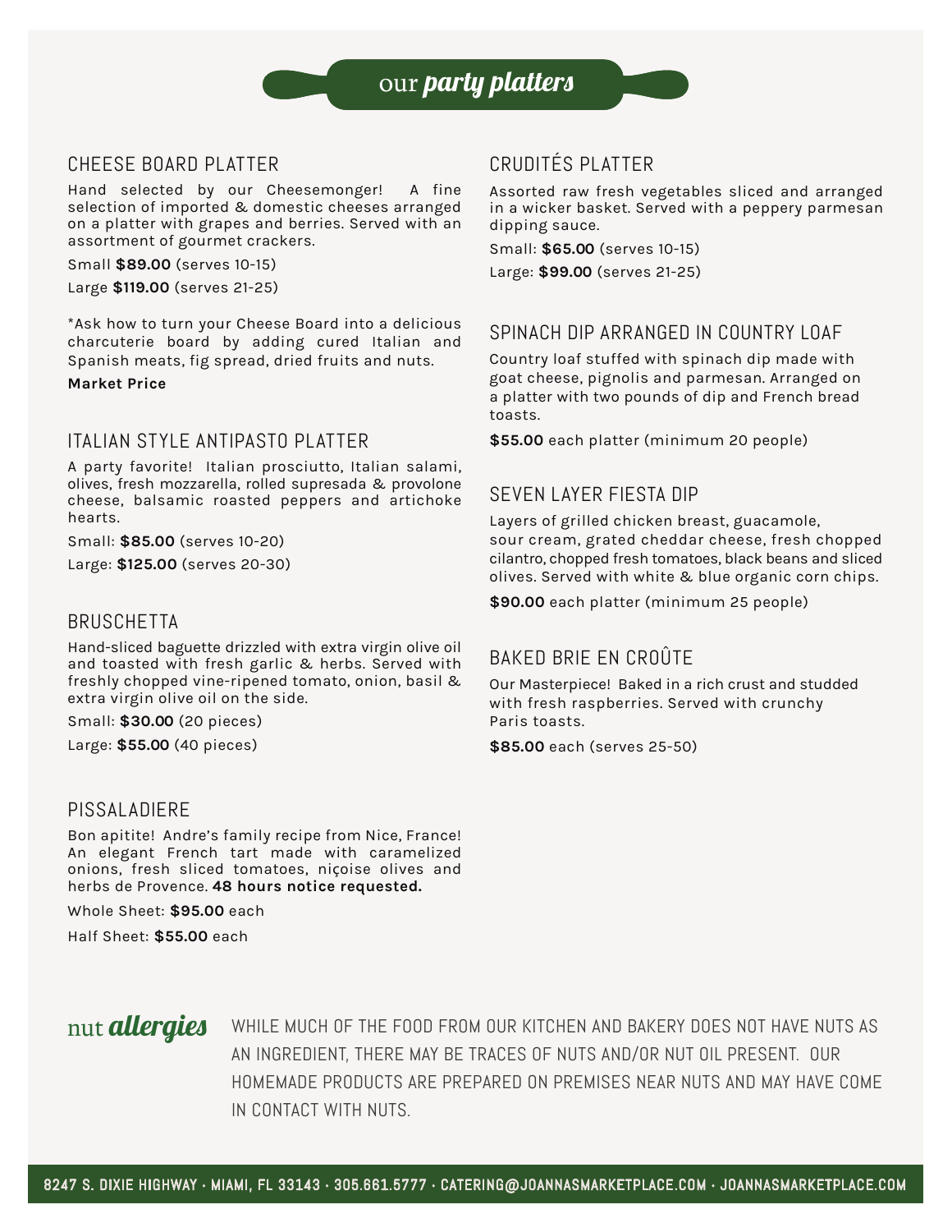# our *party platters*

## CHEESE BOARD PLATTER

Hand selected by our Cheesemonger! A fine selection of imported & domestic cheeses arranged on a platter with grapes and berries. Served with an assortment of gourmet crackers.

Small **$89.00** (serves 10-15)

Large **$119.00** (serves 21-25)

*Ask how to turn your Cheese Board into a delicious charcuterie board by adding cured Italian and Spanish meats, fig spread, dried fruits and nuts.

**Market Price**

## ITALIAN STYLE ANTIPASTO PLATTER

A party favorite! Italian prosciutto, Italian salami, olives, fresh mozzarella, rolled supresada & provolone cheese, balsamic roasted peppers and artichoke hearts.

Small: **$85.00** (serves 10-20)

Large: **$125.00** (serves 20-30)

## BRUSCHETTA

Hand-sliced baguette drizzled with extra virgin olive oil and toasted with fresh garlic & herbs. Served with freshly chopped vine-ripened tomato, onion, basil & extra virgin olive oil on the side.

Small: **$30.00** (20 pieces)

Large: **$55.00** (40 pieces)

## PISSALADIERE

Bon apitite! Andre's family recipe from Nice, France! An elegant French tart made with caramelized onions, fresh sliced tomatoes, niçoise olives and herbs de Provence. **48 hours notice requested.**

Whole Sheet: **$95.00** each

Half Sheet: **$55.00** each

## CRUDITÉS PLATTER

Assorted raw fresh vegetables sliced and arranged in a wicker basket. Served with a peppery parmesan dipping sauce.

Small: **$65.00** (serves 10-15)

Large: **$99.00** (serves 21-25)

## SPINACH DIP ARRANGED IN COUNTRY LOAF

Country loaf stuffed with spinach dip made with goat cheese, pignolis and parmesan. Arranged on a platter with two pounds of dip and French bread toasts.

**$55.00** each platter (minimum 20 people)

## SEVEN LAYER FIESTA DIP

Layers of grilled chicken breast, guacamole, sour cream, grated cheddar cheese, fresh chopped cilantro, chopped fresh tomatoes, black beans and sliced olives. Served with white & blue organic corn chips.

**$90.00** each platter (minimum 25 people)

## BAKED BRIE EN CROÛTE

Our Masterpiece! Baked in a rich crust and studded with fresh raspberries. Served with crunchy Paris toasts.

**$85.00** each (serves 25-50)

## nut *allergies*

WHILE MUCH OF THE FOOD FROM OUR KITCHEN AND BAKERY DOES NOT HAVE NUTS AS AN INGREDIENT, THERE MAY BE TRACES OF NUTS AND/OR NUT OIL PRESENT. OUR HOMEMADE PRODUCTS ARE PREPARED ON PREMISES NEAR NUTS AND MAY HAVE COME IN CONTACT WITH NUTS.

8247 S. DIXIE HIGHWAY · MIAMI, FL 33143 · 305.661.5777 · CATERING@JOANNASMARKETPLACE.COM · JOANNASMARKETPLACE.COM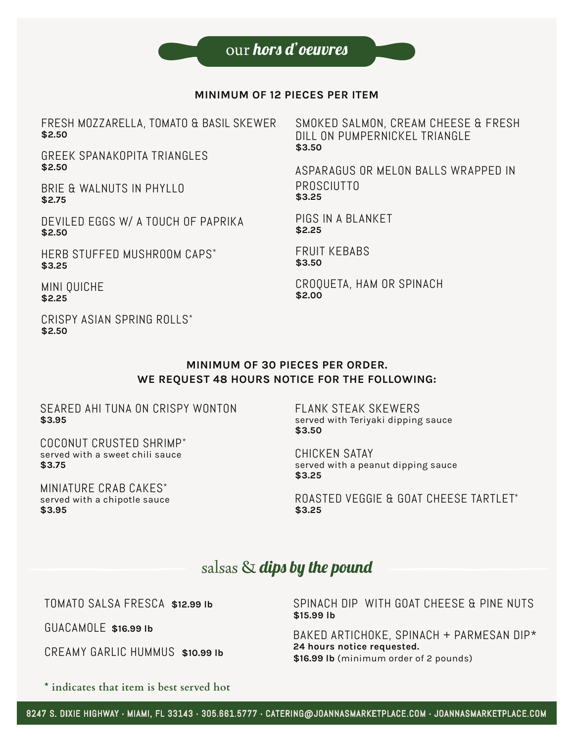# our *hors d'oeuvres*

**MINIMUM OF 12 PIECES PER ITEM**

FRESH MOZZARELLA, TOMATO & BASIL SKEWER
**$2.50**

GREEK SPANAKOPITA TRIANGLES
**$2.50**

BRIE & WALNUTS IN PHYLLO
**$2.75**

DEVILED EGGS W/ A TOUCH OF PAPRIKA
**$2.50**

HERB STUFFED MUSHROOM CAPS*
**$3.25**

MINI QUICHE
**$2.25**

CRISPY ASIAN SPRING ROLLS*
**$2.50**

SMOKED SALMON, CREAM CHEESE & FRESH DILL ON PUMPERNICKEL TRIANGLE
**$3.50**

ASPARAGUS OR MELON BALLS WRAPPED IN PROSCIUTTO
**$3.25**

PIGS IN A BLANKET
**$2.25**

FRUIT KEBABS
**$3.50**

CROQUETA, HAM OR SPINACH
**$2.00**

**MINIMUM OF 30 PIECES PER ORDER.**
**WE REQUEST 48 HOURS NOTICE FOR THE FOLLOWING:**

SEARED AHI TUNA ON CRISPY WONTON
**$3.95**

COCONUT CRUSTED SHRIMP*
served with a sweet chili sauce
**$3.75**

MINIATURE CRAB CAKES*
served with a chipotle sauce
**$3.95**

FLANK STEAK SKEWERS
served with Teriyaki dipping sauce
**$3.50**

CHICKEN SATAY
served with a peanut dipping sauce
**$3.25**

ROASTED VEGGIE & GOAT CHEESE TARTLET*
**$3.25**

## salsas & *dips by the pound*

TOMATO SALSA FRESCA **$12.99 lb**

GUACAMOLE **$16.99 lb**

CREAMY GARLIC HUMMUS **$10.99 lb**

SPINACH DIP WITH GOAT CHEESE & PINE NUTS
**$15.99 lb**

BAKED ARTICHOKE, SPINACH + PARMESAN DIP*
**24 hours notice requested.**
**$16.99 lb** (minimum order of 2 pounds)

**\* indicates that item is best served hot**

8247 S. DIXIE HIGHWAY · MIAMI, FL 33143 · 305.661.5777 · CATERING@JOANNASMARKETPLACE.COM · JOANNASMARKETPLACE.COM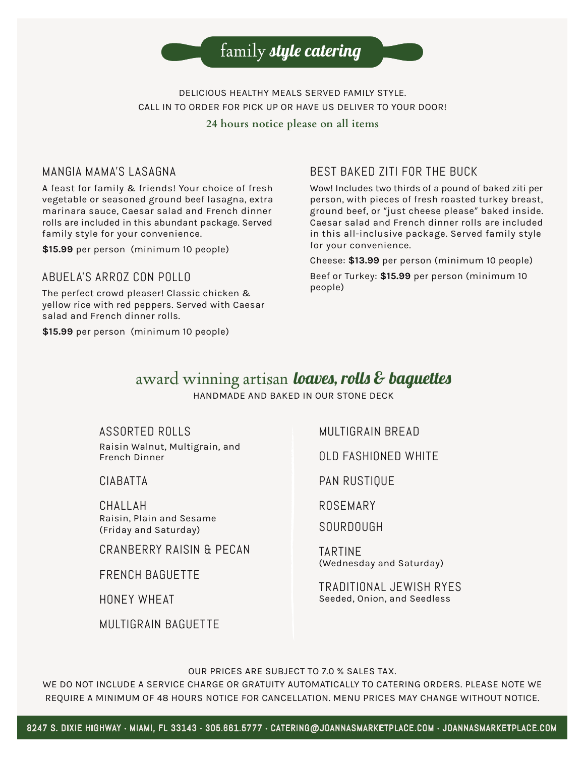# family *style catering*

DELICIOUS HEALTHY MEALS SERVED FAMILY STYLE.
CALL IN TO ORDER FOR PICK UP OR HAVE US DELIVER TO YOUR DOOR!

**24 hours notice please on all items**

### MANGIA MAMA'S LASAGNA

A feast for family & friends! Your choice of fresh vegetable or seasoned ground beef lasagna, extra marinara sauce, Caesar salad and French dinner rolls are included in this abundant package. Served family style for your convenience.

**$15.99** per person (minimum 10 people)

### ABUELA'S ARROZ CON POLLO

The perfect crowd pleaser! Classic chicken & yellow rice with red peppers. Served with Caesar salad and French dinner rolls.

**$15.99** per person (minimum 10 people)

### BEST BAKED ZITI FOR THE BUCK

Wow! Includes two thirds of a pound of baked ziti per person, with pieces of fresh roasted turkey breast, ground beef, or "just cheese please" baked inside. Caesar salad and French dinner rolls are included in this all-inclusive package. Served family style for your convenience.

Cheese: **$13.99** per person (minimum 10 people)

Beef or Turkey: **$15.99** per person (minimum 10 people)

## award winning artisan *loaves, rolls & baguettes*

HANDMADE AND BAKED IN OUR STONE DECK

### ASSORTED ROLLS
Raisin Walnut, Multigrain, and French Dinner

### CIABATTA

### CHALLAH
Raisin, Plain and Sesame (Friday and Saturday)

### CRANBERRY RAISIN & PECAN

### FRENCH BAGUETTE

### HONEY WHEAT

### MULTIGRAIN BAGUETTE

### MULTIGRAIN BREAD

### OLD FASHIONED WHITE

### PAN RUSTIQUE

### ROSEMARY

### SOURDOUGH

### TARTINE
(Wednesday and Saturday)

### TRADITIONAL JEWISH RYES
Seeded, Onion, and Seedless

OUR PRICES ARE SUBJECT TO 7.0 % SALES TAX.
WE DO NOT INCLUDE A SERVICE CHARGE OR GRATUITY AUTOMATICALLY TO CATERING ORDERS. PLEASE NOTE WE REQUIRE A MINIMUM OF 48 HOURS NOTICE FOR CANCELLATION. MENU PRICES MAY CHANGE WITHOUT NOTICE.

8247 S. DIXIE HIGHWAY · MIAMI, FL 33143 · 305.661.5777 · CATERING@JOANNASMARKETPLACE.COM · JOANNASMARKETPLACE.COM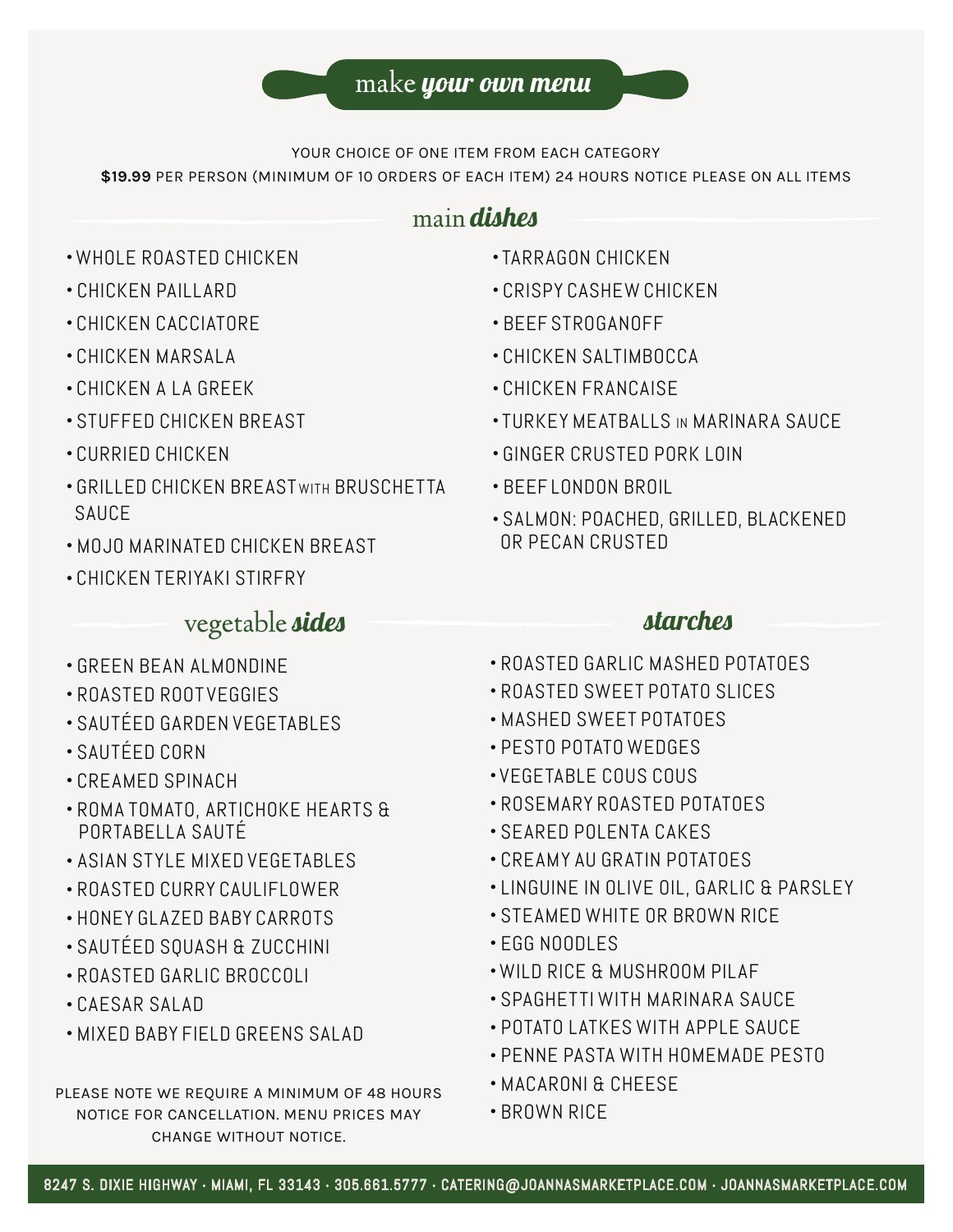# make *your own menu*

YOUR CHOICE OF ONE ITEM FROM EACH CATEGORY

**$19.99** PER PERSON (MINIMUM OF 10 ORDERS OF EACH ITEM) 24 HOURS NOTICE PLEASE ON ALL ITEMS

## main *dishes*

- WHOLE ROASTED CHICKEN
- CHICKEN PAILLARD
- CHICKEN CACCIATORE
- CHICKEN MARSALA
- CHICKEN A LA GREEK
- STUFFED CHICKEN BREAST
- CURRIED CHICKEN
- GRILLED CHICKEN BREAST WITH BRUSCHETTA SAUCE
- MOJO MARINATED CHICKEN BREAST
- CHICKEN TERIYAKI STIRFRY
- TARRAGON CHICKEN
- CRISPY CASHEW CHICKEN
- BEEF STROGANOFF
- CHICKEN SALTIMBOCCA
- CHICKEN FRANCAISE
- TURKEY MEATBALLS IN MARINARA SAUCE
- GINGER CRUSTED PORK LOIN
- BEEF LONDON BROIL
- SALMON: POACHED, GRILLED, BLACKENED OR PECAN CRUSTED

## vegetable *sides*

- GREEN BEAN ALMONDINE
- ROASTED ROOT VEGGIES
- SAUTÉED GARDEN VEGETABLES
- SAUTÉED CORN
- CREAMED SPINACH
- ROMA TOMATO, ARTICHOKE HEARTS & PORTABELLA SAUTÉ
- ASIAN STYLE MIXED VEGETABLES
- ROASTED CURRY CAULIFLOWER
- HONEY GLAZED BABY CARROTS
- SAUTÉED SQUASH & ZUCCHINI
- ROASTED GARLIC BROCCOLI
- CAESAR SALAD
- MIXED BABY FIELD GREENS SALAD

PLEASE NOTE WE REQUIRE A MINIMUM OF 48 HOURS NOTICE FOR CANCELLATION. MENU PRICES MAY CHANGE WITHOUT NOTICE.

## *starches*

- ROASTED GARLIC MASHED POTATOES
- ROASTED SWEET POTATO SLICES
- MASHED SWEET POTATOES
- PESTO POTATO WEDGES
- VEGETABLE COUS COUS
- ROSEMARY ROASTED POTATOES
- SEARED POLENTA CAKES
- CREAMY AU GRATIN POTATOES
- LINGUINE IN OLIVE OIL, GARLIC & PARSLEY
- STEAMED WHITE OR BROWN RICE
- EGG NOODLES
- WILD RICE & MUSHROOM PILAF
- SPAGHETTI WITH MARINARA SAUCE
- POTATO LATKES WITH APPLE SAUCE
- PENNE PASTA WITH HOMEMADE PESTO
- MACARONI & CHEESE
- BROWN RICE

8247 S. DIXIE HIGHWAY · MIAMI, FL 33143 · 305.661.5777 · CATERING@JOANNASMARKETPLACE.COM · JOANNASMARKETPLACE.COM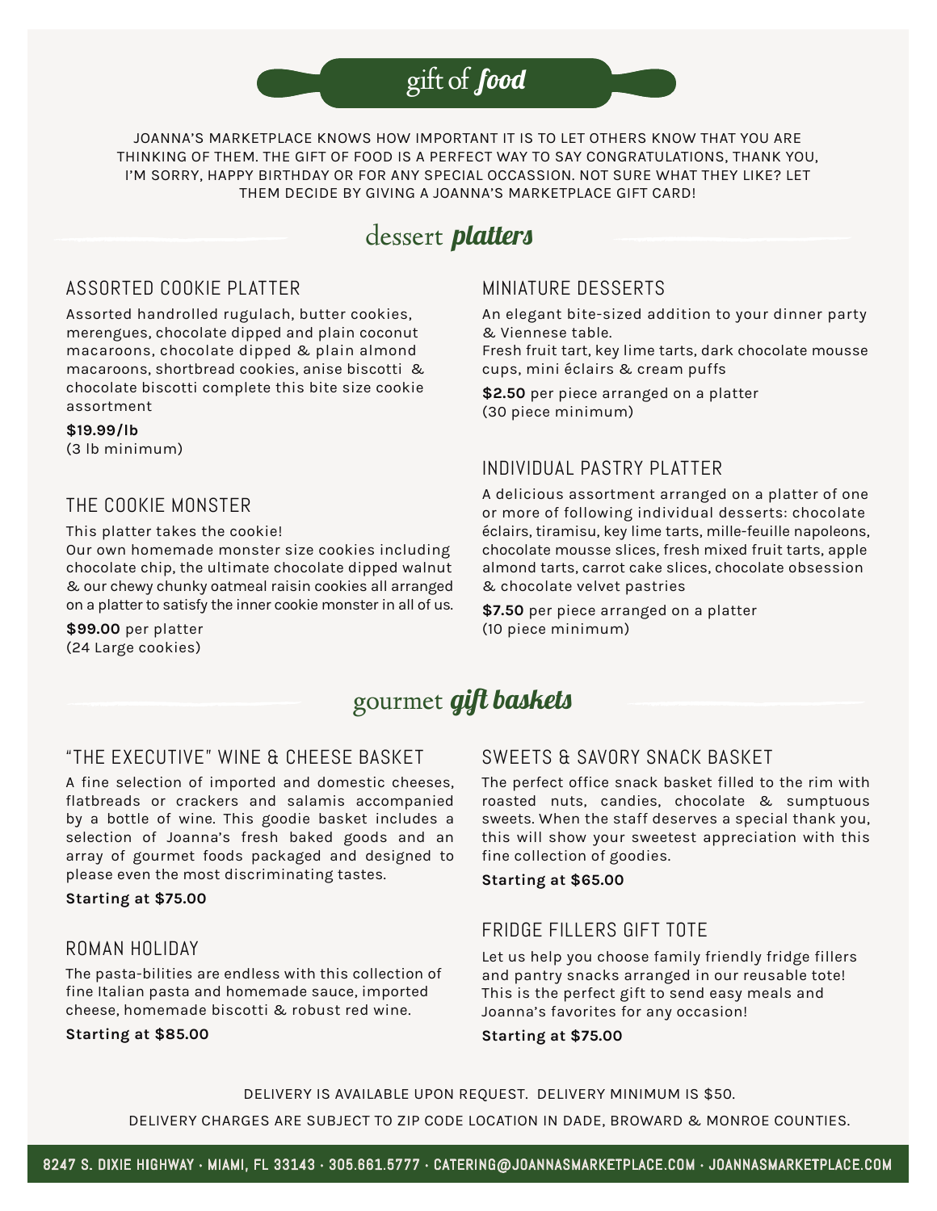# gift of *food*

JOANNA'S MARKETPLACE KNOWS HOW IMPORTANT IT IS TO LET OTHERS KNOW THAT YOU ARE THINKING OF THEM. THE GIFT OF FOOD IS A PERFECT WAY TO SAY CONGRATULATIONS, THANK YOU, I'M SORRY, HAPPY BIRTHDAY OR FOR ANY SPECIAL OCCASSION. NOT SURE WHAT THEY LIKE? LET THEM DECIDE BY GIVING A JOANNA'S MARKETPLACE GIFT CARD!

## dessert *platters*

### ASSORTED COOKIE PLATTER

Assorted handrolled rugulach, butter cookies, merengues, chocolate dipped and plain coconut macaroons, chocolate dipped & plain almond macaroons, shortbread cookies, anise biscotti & chocolate biscotti complete this bite size cookie assortment

**$19.99/lb**
(3 lb minimum)

### THE COOKIE MONSTER

This platter takes the cookie!
Our own homemade monster size cookies including chocolate chip, the ultimate chocolate dipped walnut & our chewy chunky oatmeal raisin cookies all arranged on a platter to satisfy the inner cookie monster in all of us.

**$99.00** per platter
(24 Large cookies)

### MINIATURE DESSERTS

An elegant bite-sized addition to your dinner party & Viennese table.
Fresh fruit tart, key lime tarts, dark chocolate mousse cups, mini éclairs & cream puffs

**$2.50** per piece arranged on a platter
(30 piece minimum)

### INDIVIDUAL PASTRY PLATTER

A delicious assortment arranged on a platter of one or more of following individual desserts: chocolate éclairs, tiramisu, key lime tarts, mille-feuille napoleons, chocolate mousse slices, fresh mixed fruit tarts, apple almond tarts, carrot cake slices, chocolate obsession & chocolate velvet pastries

**$7.50** per piece arranged on a platter
(10 piece minimum)

## gourmet *gift baskets*

### "THE EXECUTIVE" WINE & CHEESE BASKET

A fine selection of imported and domestic cheeses, flatbreads or crackers and salamis accompanied by a bottle of wine. This goodie basket includes a selection of Joanna's fresh baked goods and an array of gourmet foods packaged and designed to please even the most discriminating tastes.

**Starting at $75.00**

### ROMAN HOLIDAY

The pasta-bilities are endless with this collection of fine Italian pasta and homemade sauce, imported cheese, homemade biscotti & robust red wine.

**Starting at $85.00**

### SWEETS & SAVORY SNACK BASKET

The perfect office snack basket filled to the rim with roasted nuts, candies, chocolate & sumptuous sweets. When the staff deserves a special thank you, this will show your sweetest appreciation with this fine collection of goodies.

**Starting at $65.00**

### FRIDGE FILLERS GIFT TOTE

Let us help you choose family friendly fridge fillers and pantry snacks arranged in our reusable tote! This is the perfect gift to send easy meals and Joanna's favorites for any occasion!

**Starting at $75.00**

DELIVERY IS AVAILABLE UPON REQUEST. DELIVERY MINIMUM IS $50.

DELIVERY CHARGES ARE SUBJECT TO ZIP CODE LOCATION IN DADE, BROWARD & MONROE COUNTIES.

8247 S. DIXIE HIGHWAY · MIAMI, FL 33143 · 305.661.5777 · CATERING@JOANNASMARKETPLACE.COM · JOANNASMARKETPLACE.COM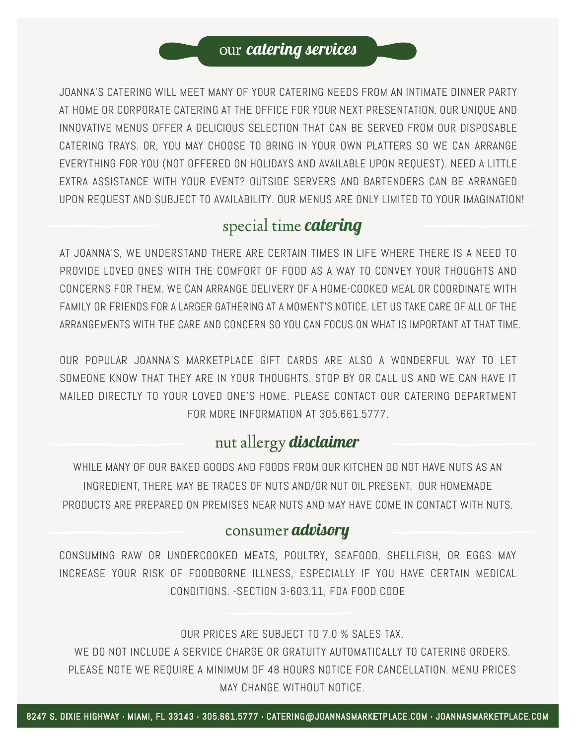## our *catering services*

JOANNA'S CATERING WILL MEET MANY OF YOUR CATERING NEEDS FROM AN INTIMATE DINNER PARTY AT HOME OR CORPORATE CATERING AT THE OFFICE FOR YOUR NEXT PRESENTATION. OUR UNIQUE AND INNOVATIVE MENUS OFFER A DELICIOUS SELECTION THAT CAN BE SERVED FROM OUR DISPOSABLE CATERING TRAYS. OR, YOU MAY CHOOSE TO BRING IN YOUR OWN PLATTERS SO WE CAN ARRANGE EVERYTHING FOR YOU (NOT OFFERED ON HOLIDAYS AND AVAILABLE UPON REQUEST). NEED A LITTLE EXTRA ASSISTANCE WITH YOUR EVENT? OUTSIDE SERVERS AND BARTENDERS CAN BE ARRANGED UPON REQUEST AND SUBJECT TO AVAILABILITY. OUR MENUS ARE ONLY LIMITED TO YOUR IMAGINATION!

## special time *catering*

AT JOANNA'S, WE UNDERSTAND THERE ARE CERTAIN TIMES IN LIFE WHERE THERE IS A NEED TO PROVIDE LOVED ONES WITH THE COMFORT OF FOOD AS A WAY TO CONVEY YOUR THOUGHTS AND CONCERNS FOR THEM. WE CAN ARRANGE DELIVERY OF A HOME-COOKED MEAL OR COORDINATE WITH FAMILY OR FRIENDS FOR A LARGER GATHERING AT A MOMENT'S NOTICE. LET US TAKE CARE OF ALL OF THE ARRANGEMENTS WITH THE CARE AND CONCERN SO YOU CAN FOCUS ON WHAT IS IMPORTANT AT THAT TIME.

OUR POPULAR JOANNA'S MARKETPLACE GIFT CARDS ARE ALSO A WONDERFUL WAY TO LET SOMEONE KNOW THAT THEY ARE IN YOUR THOUGHTS. STOP BY OR CALL US AND WE CAN HAVE IT MAILED DIRECTLY TO YOUR LOVED ONE'S HOME. PLEASE CONTACT OUR CATERING DEPARTMENT FOR MORE INFORMATION AT 305.661.5777.

## nut allergy *disclaimer*

WHILE MANY OF OUR BAKED GOODS AND FOODS FROM OUR KITCHEN DO NOT HAVE NUTS AS AN INGREDIENT, THERE MAY BE TRACES OF NUTS AND/OR NUT OIL PRESENT. OUR HOMEMADE PRODUCTS ARE PREPARED ON PREMISES NEAR NUTS AND MAY HAVE COME IN CONTACT WITH NUTS.

## consumer *advisory*

CONSUMING RAW OR UNDERCOOKED MEATS, POULTRY, SEAFOOD, SHELLFISH, OR EGGS MAY INCREASE YOUR RISK OF FOODBORNE ILLNESS, ESPECIALLY IF YOU HAVE CERTAIN MEDICAL CONDITIONS. -SECTION 3-603.11, FDA FOOD CODE

OUR PRICES ARE SUBJECT TO 7.0 % SALES TAX.
WE DO NOT INCLUDE A SERVICE CHARGE OR GRATUITY AUTOMATICALLY TO CATERING ORDERS.
PLEASE NOTE WE REQUIRE A MINIMUM OF 48 HOURS NOTICE FOR CANCELLATION. MENU PRICES MAY CHANGE WITHOUT NOTICE.

**8247 S. DIXIE HIGHWAY · MIAMI, FL 33143 · 305.661.5777 · CATERING@JOANNASMARKETPLACE.COM · JOANNASMARKETPLACE.COM**